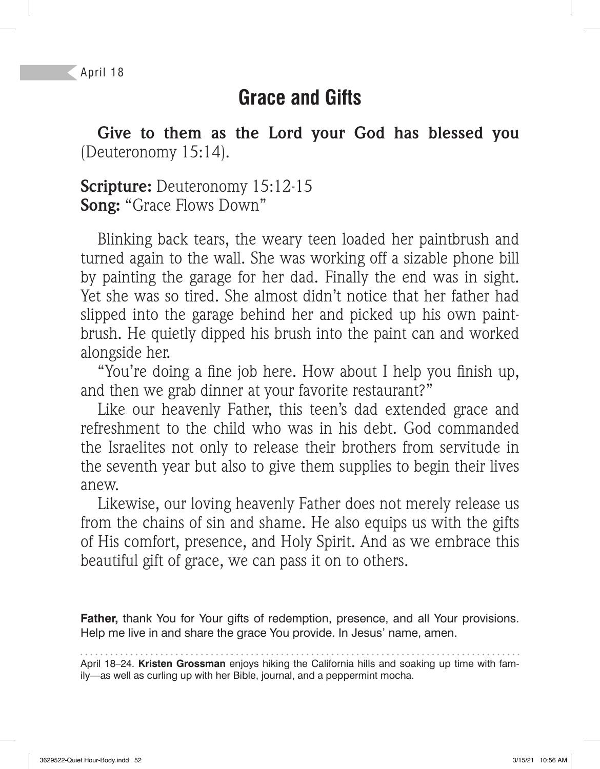April 18

# Grace and Gifts

**Give to them as the Lord your God has blessed you** (Deuteronomy 15:14).

**Scripture:** Deuteronomy 15:12-15
**Song:** "Grace Flows Down"

Blinking back tears, the weary teen loaded her paintbrush and turned again to the wall. She was working off a sizable phone bill by painting the garage for her dad. Finally the end was in sight. Yet she was so tired. She almost didn't notice that her father had slipped into the garage behind her and picked up his own paintbrush. He quietly dipped his brush into the paint can and worked alongside her.

"You're doing a fine job here. How about I help you finish up, and then we grab dinner at your favorite restaurant?"

Like our heavenly Father, this teen's dad extended grace and refreshment to the child who was in his debt. God commanded the Israelites not only to release their brothers from servitude in the seventh year but also to give them supplies to begin their lives anew.

Likewise, our loving heavenly Father does not merely release us from the chains of sin and shame. He also equips us with the gifts of His comfort, presence, and Holy Spirit. And as we embrace this beautiful gift of grace, we can pass it on to others.

**Father,** thank You for Your gifts of redemption, presence, and all Your provisions. Help me live in and share the grace You provide. In Jesus' name, amen.

---

April 18–24. **Kristen Grossman** enjoys hiking the California hills and soaking up time with family—as well as curling up with her Bible, journal, and a peppermint mocha.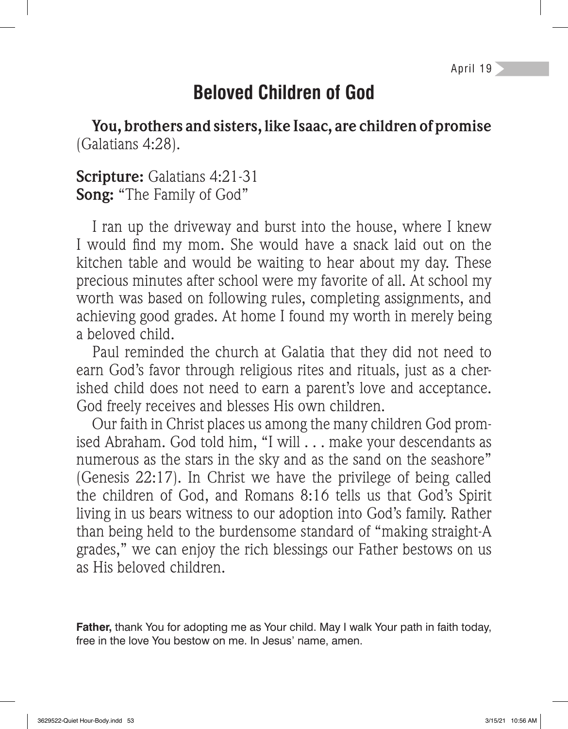April 19

# Beloved Children of God

**You, brothers and sisters, like Isaac, are children of promise** (Galatians 4:28).

**Scripture:** Galatians 4:21-31
**Song:** "The Family of God"

I ran up the driveway and burst into the house, where I knew I would find my mom. She would have a snack laid out on the kitchen table and would be waiting to hear about my day. These precious minutes after school were my favorite of all. At school my worth was based on following rules, completing assignments, and achieving good grades. At home I found my worth in merely being a beloved child.

Paul reminded the church at Galatia that they did not need to earn God's favor through religious rites and rituals, just as a cherished child does not need to earn a parent's love and acceptance. God freely receives and blesses His own children.

Our faith in Christ places us among the many children God promised Abraham. God told him, "I will . . . make your descendants as numerous as the stars in the sky and as the sand on the seashore" (Genesis 22:17). In Christ we have the privilege of being called the children of God, and Romans 8:16 tells us that God's Spirit living in us bears witness to our adoption into God's family. Rather than being held to the burdensome standard of "making straight-A grades," we can enjoy the rich blessings our Father bestows on us as His beloved children.

**Father,** thank You for adopting me as Your child. May I walk Your path in faith today, free in the love You bestow on me. In Jesus' name, amen.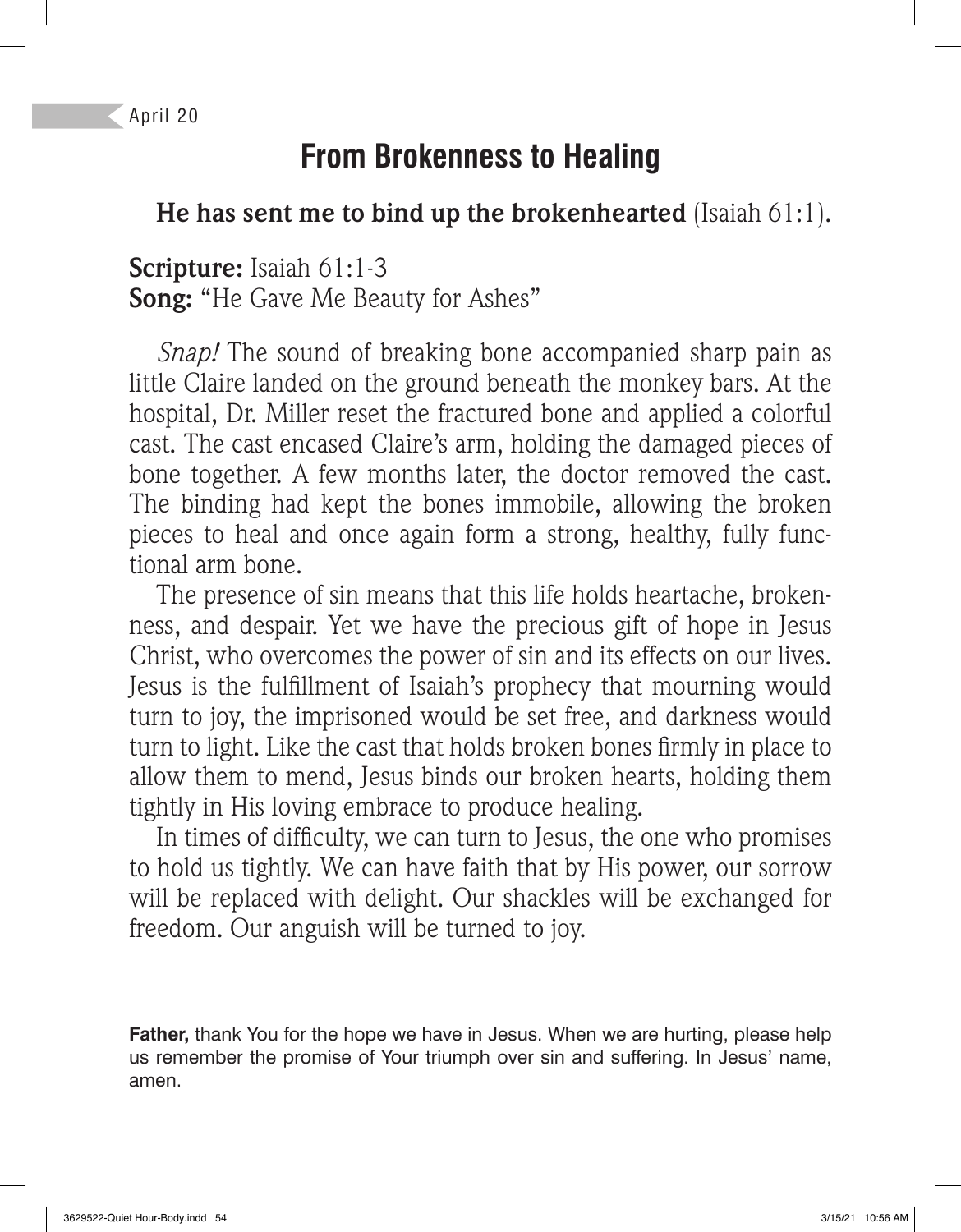April 20

# From Brokenness to Healing

**He has sent me to bind up the brokenhearted** (Isaiah 61:1).

**Scripture:** Isaiah 61:1-3
**Song:** "He Gave Me Beauty for Ashes"

*Snap!* The sound of breaking bone accompanied sharp pain as little Claire landed on the ground beneath the monkey bars. At the hospital, Dr. Miller reset the fractured bone and applied a colorful cast. The cast encased Claire's arm, holding the damaged pieces of bone together. A few months later, the doctor removed the cast. The binding had kept the bones immobile, allowing the broken pieces to heal and once again form a strong, healthy, fully functional arm bone.

The presence of sin means that this life holds heartache, brokenness, and despair. Yet we have the precious gift of hope in Jesus Christ, who overcomes the power of sin and its effects on our lives. Jesus is the fulfillment of Isaiah's prophecy that mourning would turn to joy, the imprisoned would be set free, and darkness would turn to light. Like the cast that holds broken bones firmly in place to allow them to mend, Jesus binds our broken hearts, holding them tightly in His loving embrace to produce healing.

In times of difficulty, we can turn to Jesus, the one who promises to hold us tightly. We can have faith that by His power, our sorrow will be replaced with delight. Our shackles will be exchanged for freedom. Our anguish will be turned to joy.

**Father,** thank You for the hope we have in Jesus. When we are hurting, please help us remember the promise of Your triumph over sin and suffering. In Jesus' name, amen.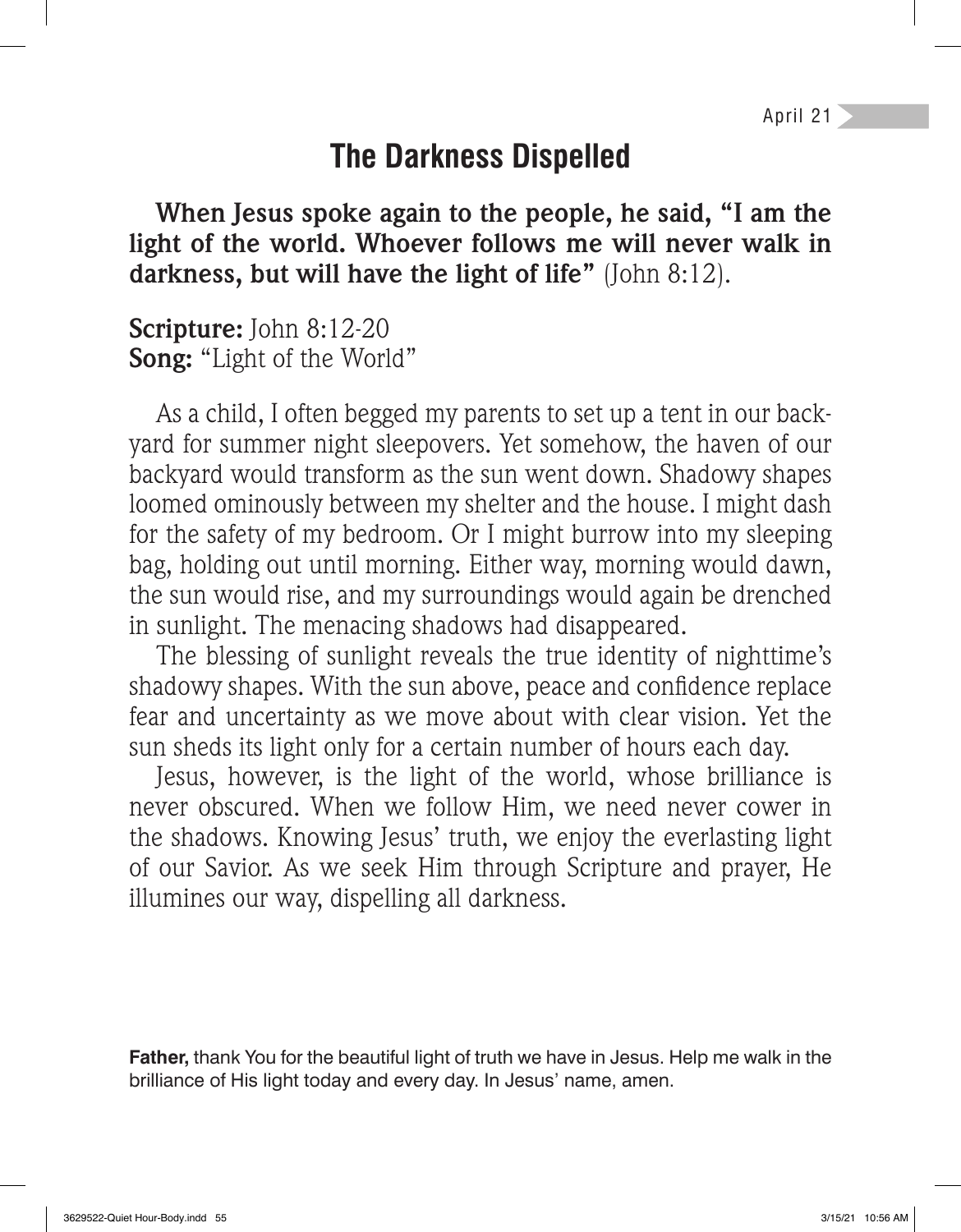April 21

# The Darkness Dispelled

**When Jesus spoke again to the people, he said, "I am the light of the world. Whoever follows me will never walk in darkness, but will have the light of life"** (John 8:12).

**Scripture:** John 8:12-20
**Song:** "Light of the World"

As a child, I often begged my parents to set up a tent in our backyard for summer night sleepovers. Yet somehow, the haven of our backyard would transform as the sun went down. Shadowy shapes loomed ominously between my shelter and the house. I might dash for the safety of my bedroom. Or I might burrow into my sleeping bag, holding out until morning. Either way, morning would dawn, the sun would rise, and my surroundings would again be drenched in sunlight. The menacing shadows had disappeared.

The blessing of sunlight reveals the true identity of nighttime's shadowy shapes. With the sun above, peace and confidence replace fear and uncertainty as we move about with clear vision. Yet the sun sheds its light only for a certain number of hours each day.

Jesus, however, is the light of the world, whose brilliance is never obscured. When we follow Him, we need never cower in the shadows. Knowing Jesus' truth, we enjoy the everlasting light of our Savior. As we seek Him through Scripture and prayer, He illumines our way, dispelling all darkness.

**Father,** thank You for the beautiful light of truth we have in Jesus. Help me walk in the brilliance of His light today and every day. In Jesus' name, amen.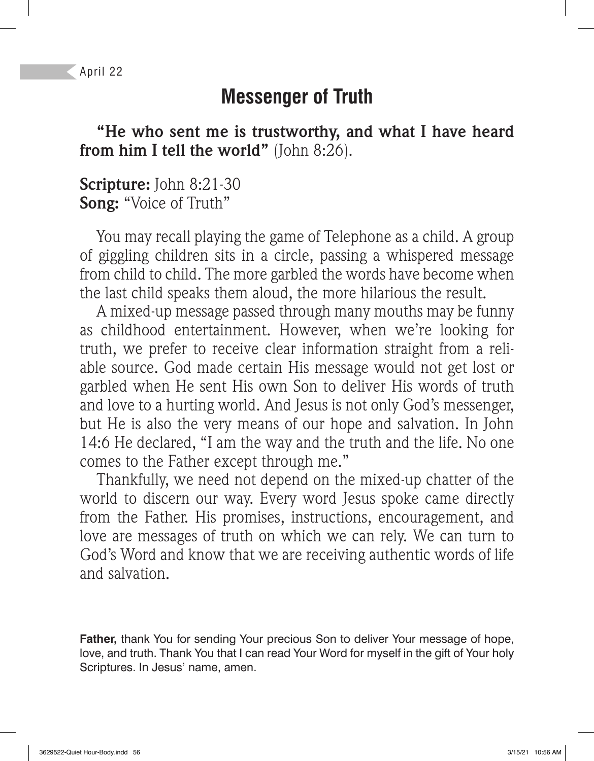April 22

# Messenger of Truth

**"He who sent me is trustworthy, and what I have heard from him I tell the world"** (John 8:26).

**Scripture:** John 8:21-30
**Song:** "Voice of Truth"

You may recall playing the game of Telephone as a child. A group of giggling children sits in a circle, passing a whispered message from child to child. The more garbled the words have become when the last child speaks them aloud, the more hilarious the result.

A mixed-up message passed through many mouths may be funny as childhood entertainment. However, when we're looking for truth, we prefer to receive clear information straight from a reliable source. God made certain His message would not get lost or garbled when He sent His own Son to deliver His words of truth and love to a hurting world. And Jesus is not only God's messenger, but He is also the very means of our hope and salvation. In John 14:6 He declared, "I am the way and the truth and the life. No one comes to the Father except through me."

Thankfully, we need not depend on the mixed-up chatter of the world to discern our way. Every word Jesus spoke came directly from the Father. His promises, instructions, encouragement, and love are messages of truth on which we can rely. We can turn to God's Word and know that we are receiving authentic words of life and salvation.

**Father,** thank You for sending Your precious Son to deliver Your message of hope, love, and truth. Thank You that I can read Your Word for myself in the gift of Your holy Scriptures. In Jesus' name, amen.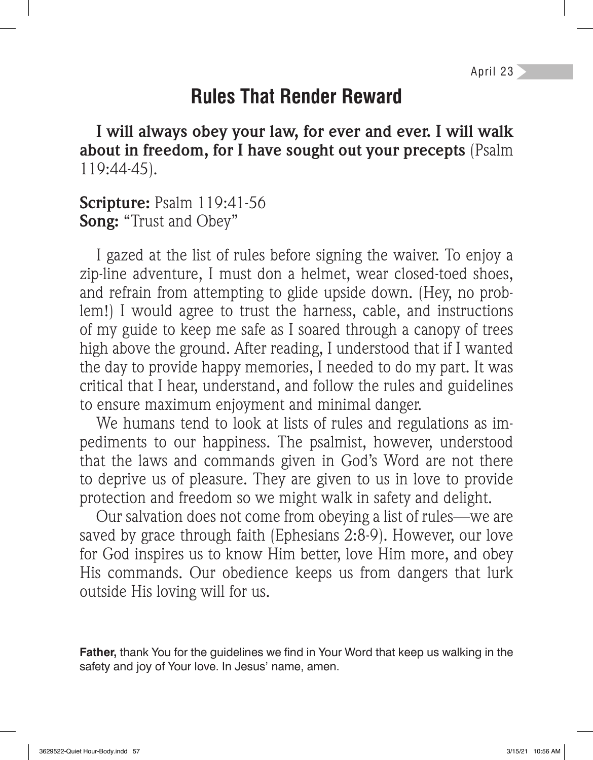April 23

# Rules That Render Reward

**I will always obey your law, for ever and ever. I will walk about in freedom, for I have sought out your precepts** (Psalm 119:44-45).

**Scripture:** Psalm 119:41-56
**Song:** "Trust and Obey"

I gazed at the list of rules before signing the waiver. To enjoy a zip-line adventure, I must don a helmet, wear closed-toed shoes, and refrain from attempting to glide upside down. (Hey, no problem!) I would agree to trust the harness, cable, and instructions of my guide to keep me safe as I soared through a canopy of trees high above the ground. After reading, I understood that if I wanted the day to provide happy memories, I needed to do my part. It was critical that I hear, understand, and follow the rules and guidelines to ensure maximum enjoyment and minimal danger.

We humans tend to look at lists of rules and regulations as impediments to our happiness. The psalmist, however, understood that the laws and commands given in God's Word are not there to deprive us of pleasure. They are given to us in love to provide protection and freedom so we might walk in safety and delight.

Our salvation does not come from obeying a list of rules—we are saved by grace through faith (Ephesians 2:8-9). However, our love for God inspires us to know Him better, love Him more, and obey His commands. Our obedience keeps us from dangers that lurk outside His loving will for us.

**Father,** thank You for the guidelines we find in Your Word that keep us walking in the safety and joy of Your love. In Jesus' name, amen.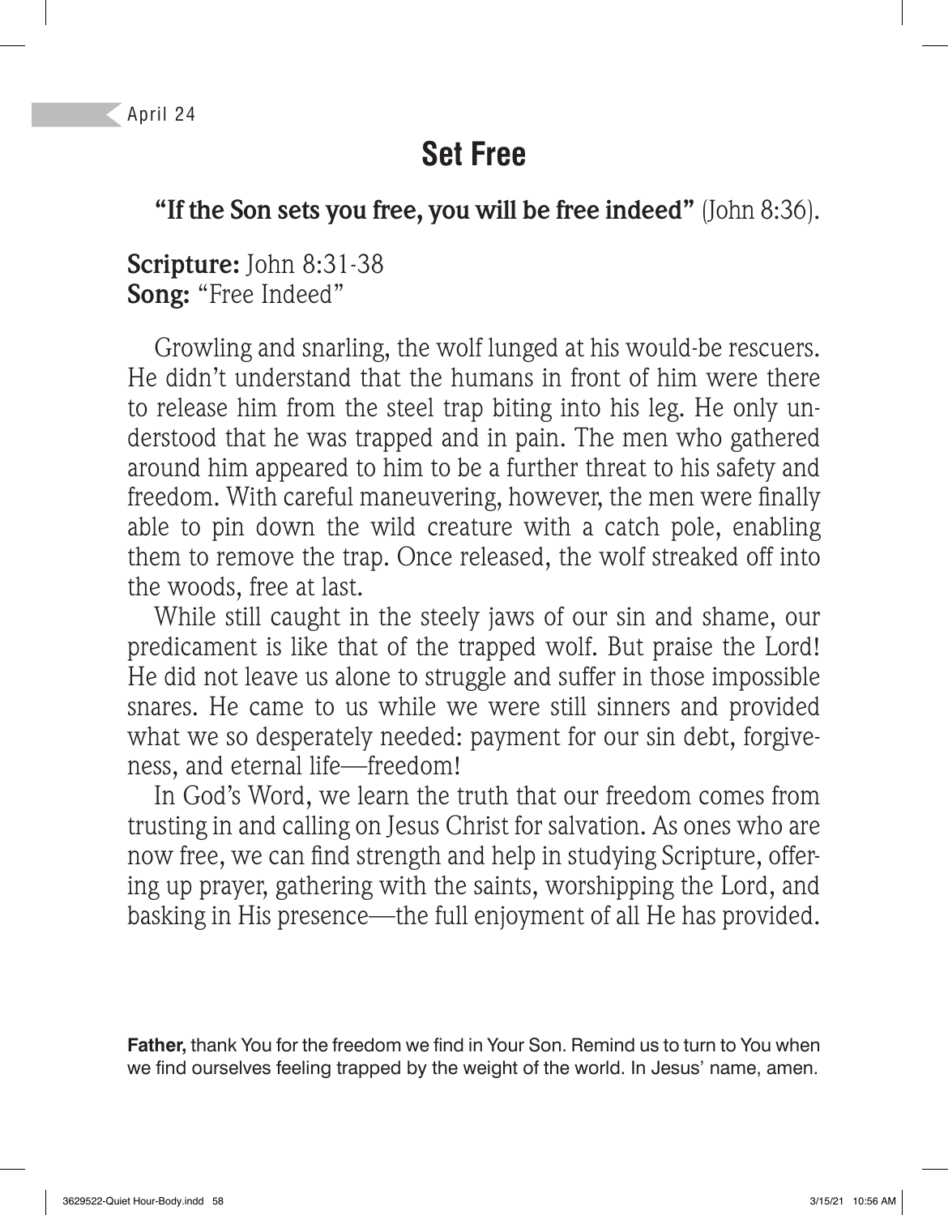April 24

# Set Free

**"If the Son sets you free, you will be free indeed"** (John 8:36).

**Scripture:** John 8:31-38
**Song:** "Free Indeed"

Growling and snarling, the wolf lunged at his would-be rescuers. He didn't understand that the humans in front of him were there to release him from the steel trap biting into his leg. He only understood that he was trapped and in pain. The men who gathered around him appeared to him to be a further threat to his safety and freedom. With careful maneuvering, however, the men were finally able to pin down the wild creature with a catch pole, enabling them to remove the trap. Once released, the wolf streaked off into the woods, free at last.

While still caught in the steely jaws of our sin and shame, our predicament is like that of the trapped wolf. But praise the Lord! He did not leave us alone to struggle and suffer in those impossible snares. He came to us while we were still sinners and provided what we so desperately needed: payment for our sin debt, forgiveness, and eternal life—freedom!

In God's Word, we learn the truth that our freedom comes from trusting in and calling on Jesus Christ for salvation. As ones who are now free, we can find strength and help in studying Scripture, offering up prayer, gathering with the saints, worshipping the Lord, and basking in His presence—the full enjoyment of all He has provided.

**Father,** thank You for the freedom we find in Your Son. Remind us to turn to You when we find ourselves feeling trapped by the weight of the world. In Jesus' name, amen.